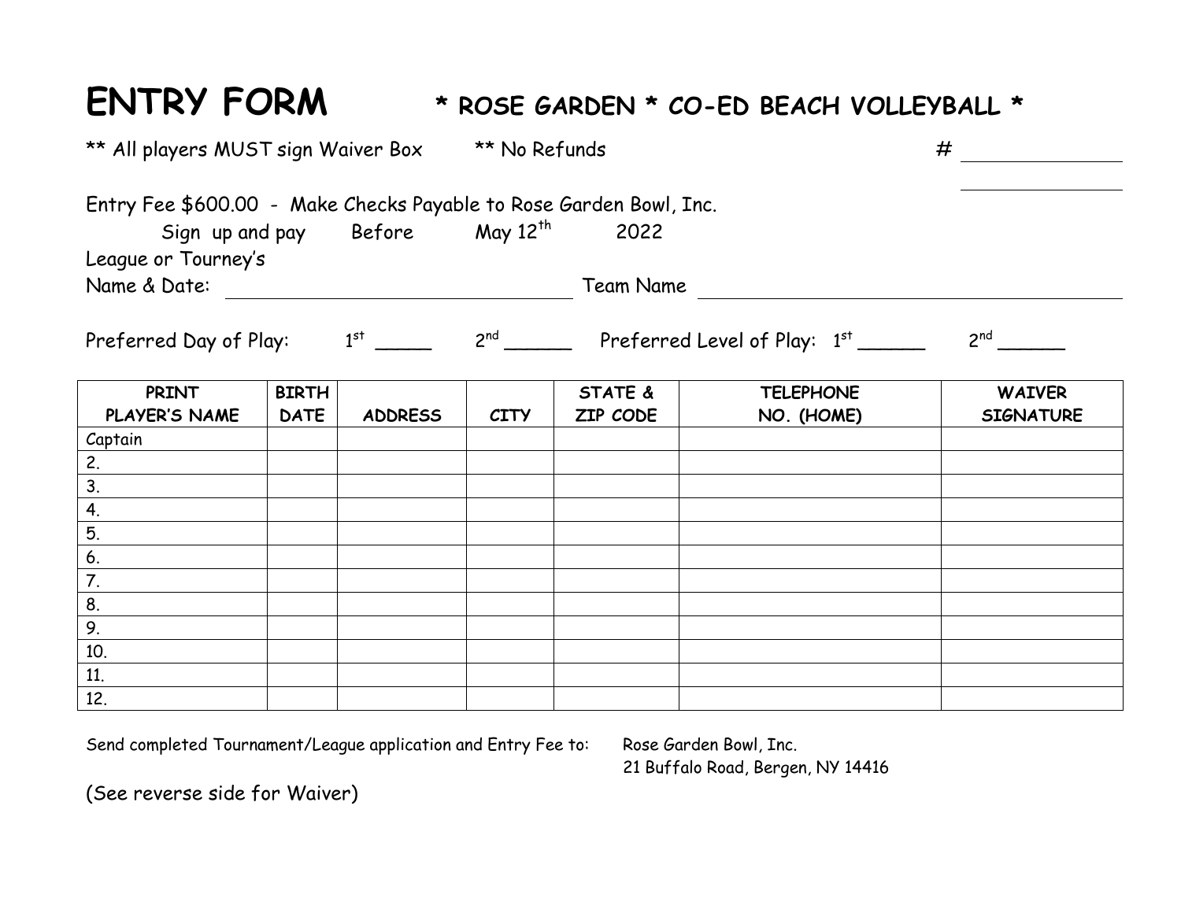# ENTRY FORM

## * ROSE GARDEN * CO-ED BEACH VOLLEYBALL *

** All players MUST sign Waiver Box ** No Refunds # ______________

______________

Entry Fee $600.00 - Make Checks Payable to Rose Garden Bowl, Inc.

Sign up and pay Before May 12th 2022

League or Tourney's Name & Date: ______________________________ Team Name ______________________________

Preferred Day of Play: 1st _____ 2nd ______ Preferred Level of Play: 1st ______ 2nd ______

| PRINT PLAYER'S NAME | BIRTH DATE | ADDRESS | CITY | STATE & ZIP CODE | TELEPHONE NO. (HOME) | WAIVER SIGNATURE |
|---|---|---|---|---|---|---|
| Captain | | | | | | |
| 2. | | | | | | |
| 3. | | | | | | |
| 4. | | | | | | |
| 5. | | | | | | |
| 6. | | | | | | |
| 7. | | | | | | |
| 8. | | | | | | |
| 9. | | | | | | |
| 10. | | | | | | |
| 11. | | | | | | |
| 12. | | | | | | |

Send completed Tournament/League application and Entry Fee to: Rose Garden Bowl, Inc.
21 Buffalo Road, Bergen, NY 14416

(See reverse side for Waiver)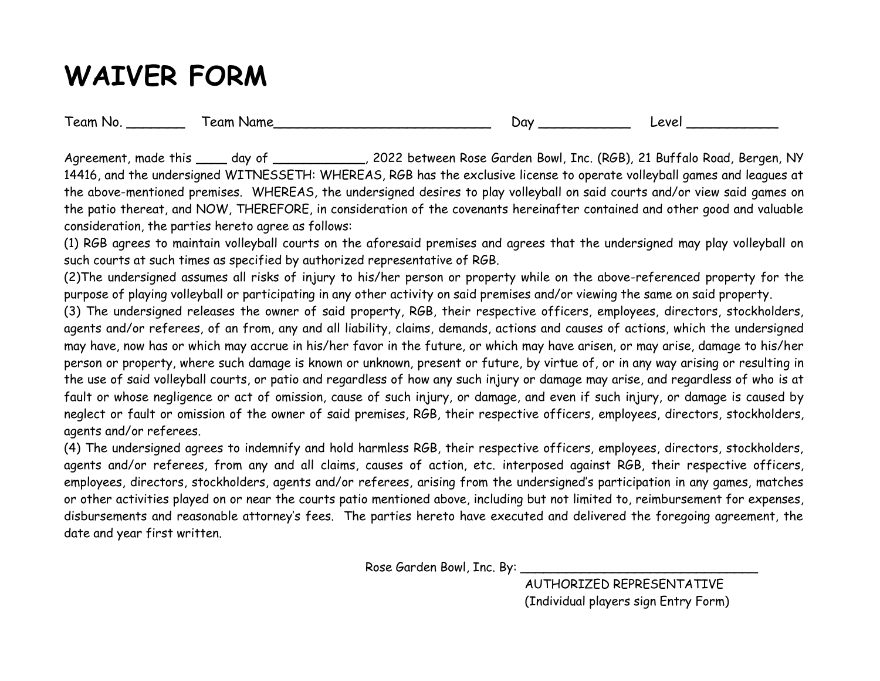# WAIVER FORM

Team No. _______ Team Name___________________________ Day ___________ Level ___________

Agreement, made this ____ day of ____________, 2022 between Rose Garden Bowl, Inc. (RGB), 21 Buffalo Road, Bergen, NY 14416, and the undersigned WITNESSETH: WHEREAS, RGB has the exclusive license to operate volleyball games and leagues at the above-mentioned premises. WHEREAS, the undersigned desires to play volleyball on said courts and/or view said games on the patio thereat, and NOW, THEREFORE, in consideration of the covenants hereinafter contained and other good and valuable consideration, the parties hereto agree as follows:

(1) RGB agrees to maintain volleyball courts on the aforesaid premises and agrees that the undersigned may play volleyball on such courts at such times as specified by authorized representative of RGB.

(2)The undersigned assumes all risks of injury to his/her person or property while on the above-referenced property for the purpose of playing volleyball or participating in any other activity on said premises and/or viewing the same on said property.

(3) The undersigned releases the owner of said property, RGB, their respective officers, employees, directors, stockholders, agents and/or referees, of an from, any and all liability, claims, demands, actions and causes of actions, which the undersigned may have, now has or which may accrue in his/her favor in the future, or which may have arisen, or may arise, damage to his/her person or property, where such damage is known or unknown, present or future, by virtue of, or in any way arising or resulting in the use of said volleyball courts, or patio and regardless of how any such injury or damage may arise, and regardless of who is at fault or whose negligence or act of omission, cause of such injury, or damage, and even if such injury, or damage is caused by neglect or fault or omission of the owner of said premises, RGB, their respective officers, employees, directors, stockholders, agents and/or referees.

(4) The undersigned agrees to indemnify and hold harmless RGB, their respective officers, employees, directors, stockholders, agents and/or referees, from any and all claims, causes of action, etc. interposed against RGB, their respective officers, employees, directors, stockholders, agents and/or referees, arising from the undersigned's participation in any games, matches or other activities played on or near the courts patio mentioned above, including but not limited to, reimbursement for expenses, disbursements and reasonable attorney's fees. The parties hereto have executed and delivered the foregoing agreement, the date and year first written.

Rose Garden Bowl, Inc. By: ________________________________

AUTHORIZED REPRESENTATIVE

(Individual players sign Entry Form)